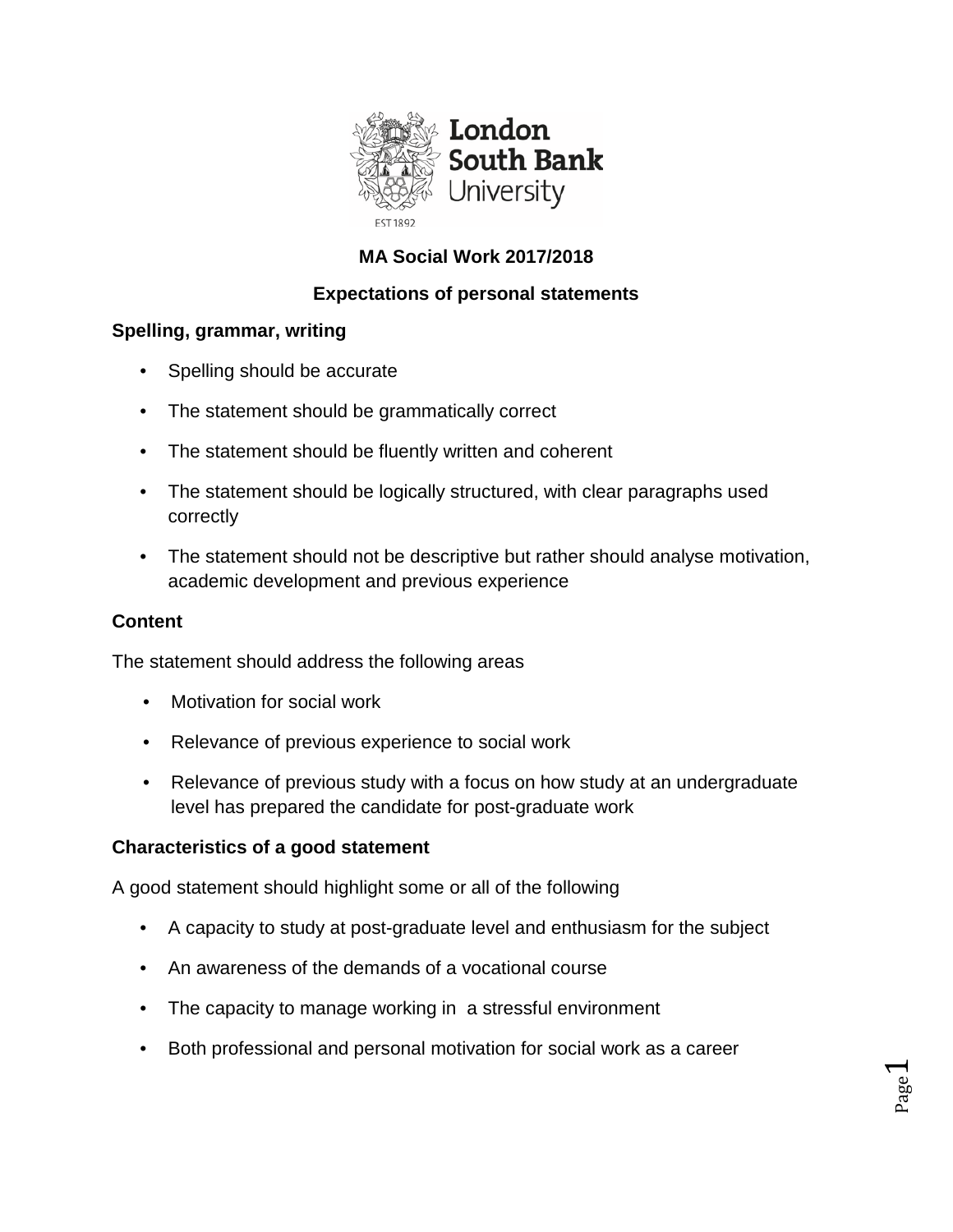# MA Social Work 2017/2018

## Expectations of personal statements

### Spelling, grammar, writing

- Spelling should be accurate
- The statement should be grammatically correct
- The statement should be fluently written and coherent
- The statement should be logically structured, with clear paragraphs used correctly
- The statement should not be descriptive but rather should analyse motivation, academic development and previous experience

### Content

The statement should address the following areas

- Motivation for social work
- Relevance of previous experience to social work
- Relevance of previous study with a focus on how study at an undergraduate level has prepared the candidate for post-graduate work

### Characteristics of a good statement

A good statement should highlight some or all of the following

- A capacity to study at post-graduate level and enthusiasm for the subject
- An awareness of the demands of a vocational course
- The capacity to manage working in a stressful environment
- Both professional and personal motivation for social work as a career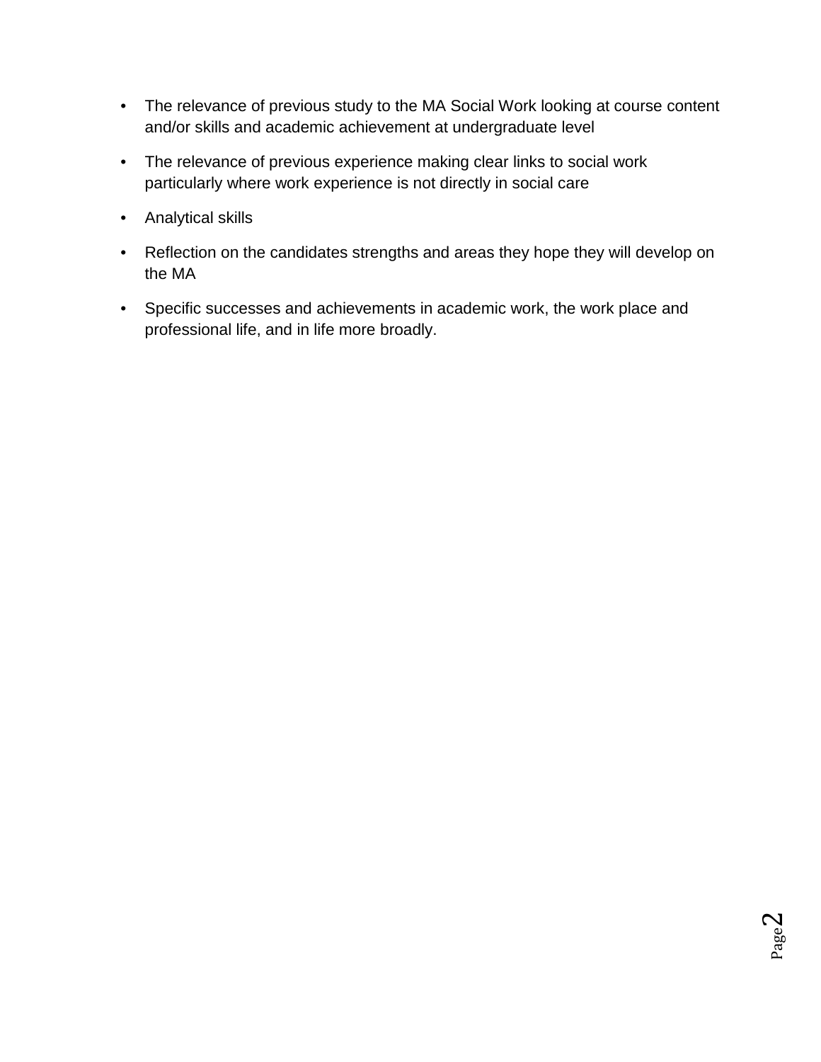- The relevance of previous study to the MA Social Work looking at course content and/or skills and academic achievement at undergraduate level
- The relevance of previous experience making clear links to social work particularly where work experience is not directly in social care
- Analytical skills
- Reflection on the candidates strengths and areas they hope they will develop on the MA
- Specific successes and achievements in academic work, the work place and professional life, and in life more broadly.